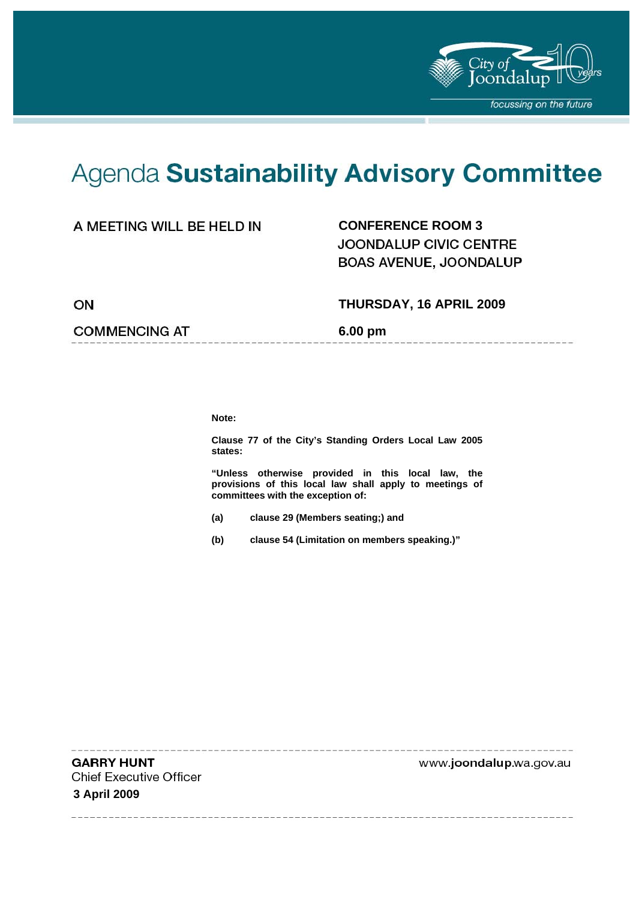# Agenda **Sustainability Advisory Committee**

| | |
|---|---|
| A MEETING WILL BE HELD IN | **CONFERENCE ROOM 3**<br>JOONDALUP CIVIC CENTRE<br>BOAS AVENUE, JOONDALUP |
| ON | **THURSDAY, 16 APRIL 2009** |
| COMMENCING AT | **6.00 pm** |

**Note:**

**Clause 77 of the City's Standing Orders Local Law 2005 states:**

**"Unless otherwise provided in this local law, the provisions of this local law shall apply to meetings of committees with the exception of:**

**(a) clause 29 (Members seating;) and**

**(b) clause 54 (Limitation on members speaking.)"**

**GARRY HUNT**
Chief Executive Officer
**3 April 2009**

www.joondalup.wa.gov.au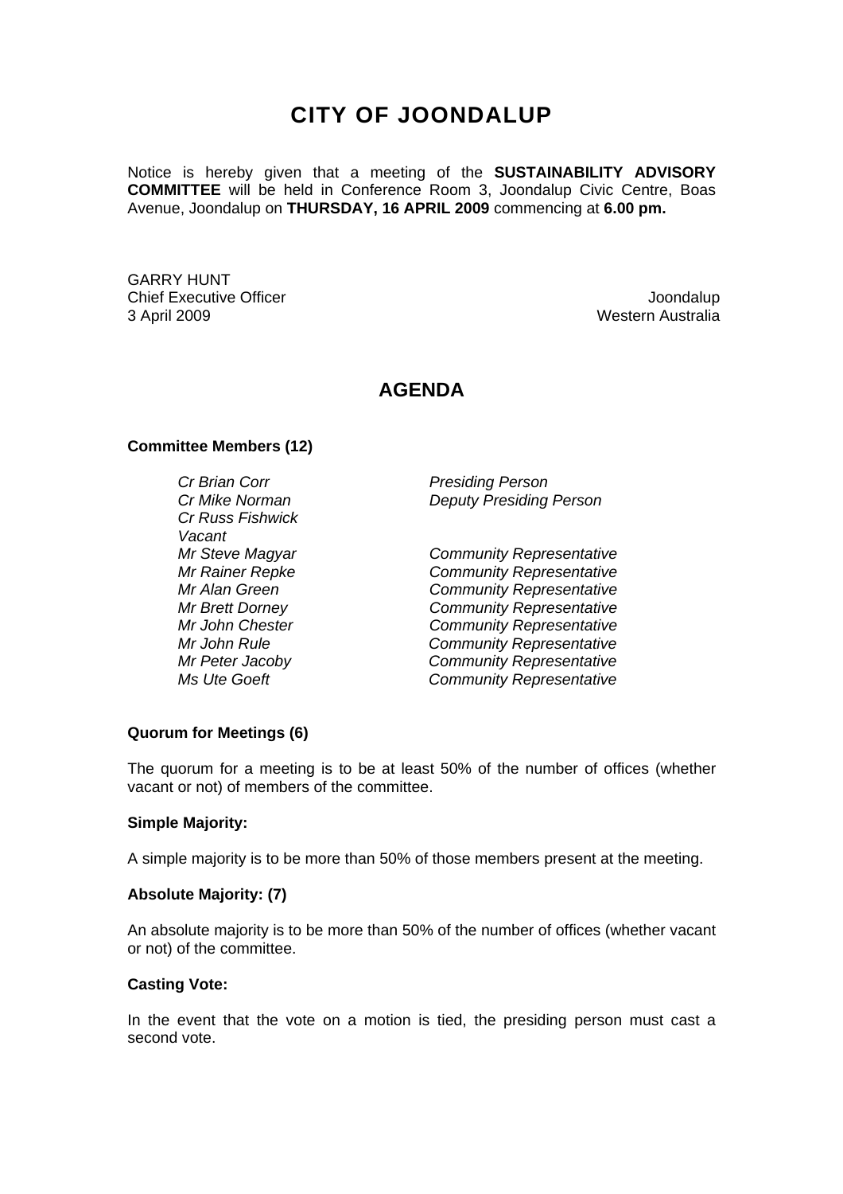# CITY OF JOONDALUP

Notice is hereby given that a meeting of the **SUSTAINABILITY ADVISORY COMMITTEE** will be held in Conference Room 3, Joondalup Civic Centre, Boas Avenue, Joondalup on **THURSDAY, 16 APRIL 2009** commencing at **6.00 pm.**

GARRY HUNT
Chief Executive Officer
3 April 2009

Joondalup
Western Australia

## AGENDA

**Committee Members (12)**

| | |
|---|---|
| *Cr Brian Corr* | *Presiding Person* |
| *Cr Mike Norman* | *Deputy Presiding Person* |
| *Cr Russ Fishwick* | |
| *Vacant* | |
| *Mr Steve Magyar* | *Community Representative* |
| *Mr Rainer Repke* | *Community Representative* |
| *Mr Alan Green* | *Community Representative* |
| *Mr Brett Dorney* | *Community Representative* |
| *Mr John Chester* | *Community Representative* |
| *Mr John Rule* | *Community Representative* |
| *Mr Peter Jacoby* | *Community Representative* |
| *Ms Ute Goeft* | *Community Representative* |

**Quorum for Meetings (6)**

The quorum for a meeting is to be at least 50% of the number of offices (whether vacant or not) of members of the committee.

**Simple Majority:**

A simple majority is to be more than 50% of those members present at the meeting.

**Absolute Majority: (7)**

An absolute majority is to be more than 50% of the number of offices (whether vacant or not) of the committee.

**Casting Vote:**

In the event that the vote on a motion is tied, the presiding person must cast a second vote.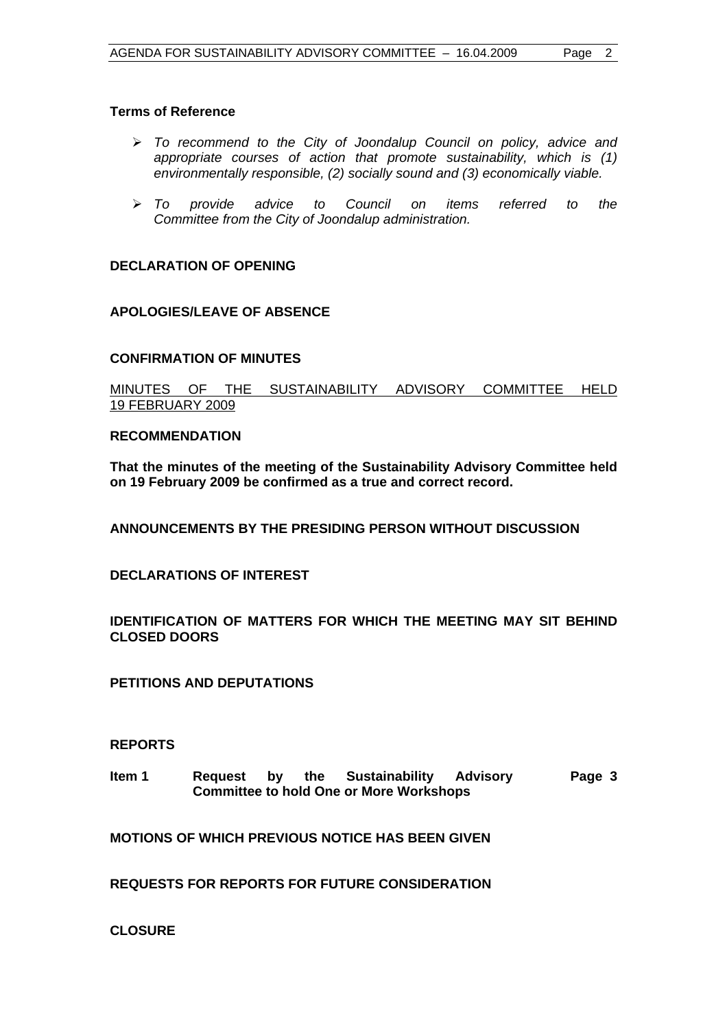## Terms of Reference

- *To recommend to the City of Joondalup Council on policy, advice and appropriate courses of action that promote sustainability, which is (1) environmentally responsible, (2) socially sound and (3) economically viable.*
- *To provide advice to Council on items referred to the Committee from the City of Joondalup administration.*

## DECLARATION OF OPENING

## APOLOGIES/LEAVE OF ABSENCE

## CONFIRMATION OF MINUTES

MINUTES OF THE SUSTAINABILITY ADVISORY COMMITTEE HELD 19 FEBRUARY 2009

**RECOMMENDATION**

**That the minutes of the meeting of the Sustainability Advisory Committee held on 19 February 2009 be confirmed as a true and correct record.**

## ANNOUNCEMENTS BY THE PRESIDING PERSON WITHOUT DISCUSSION

## DECLARATIONS OF INTEREST

## IDENTIFICATION OF MATTERS FOR WHICH THE MEETING MAY SIT BEHIND CLOSED DOORS

## PETITIONS AND DEPUTATIONS

## REPORTS

| | | |
|---|---|---|
| **Item 1** | **Request by the Sustainability Advisory Committee to hold One or More Workshops** | **Page 3** |

## MOTIONS OF WHICH PREVIOUS NOTICE HAS BEEN GIVEN

## REQUESTS FOR REPORTS FOR FUTURE CONSIDERATION

## CLOSURE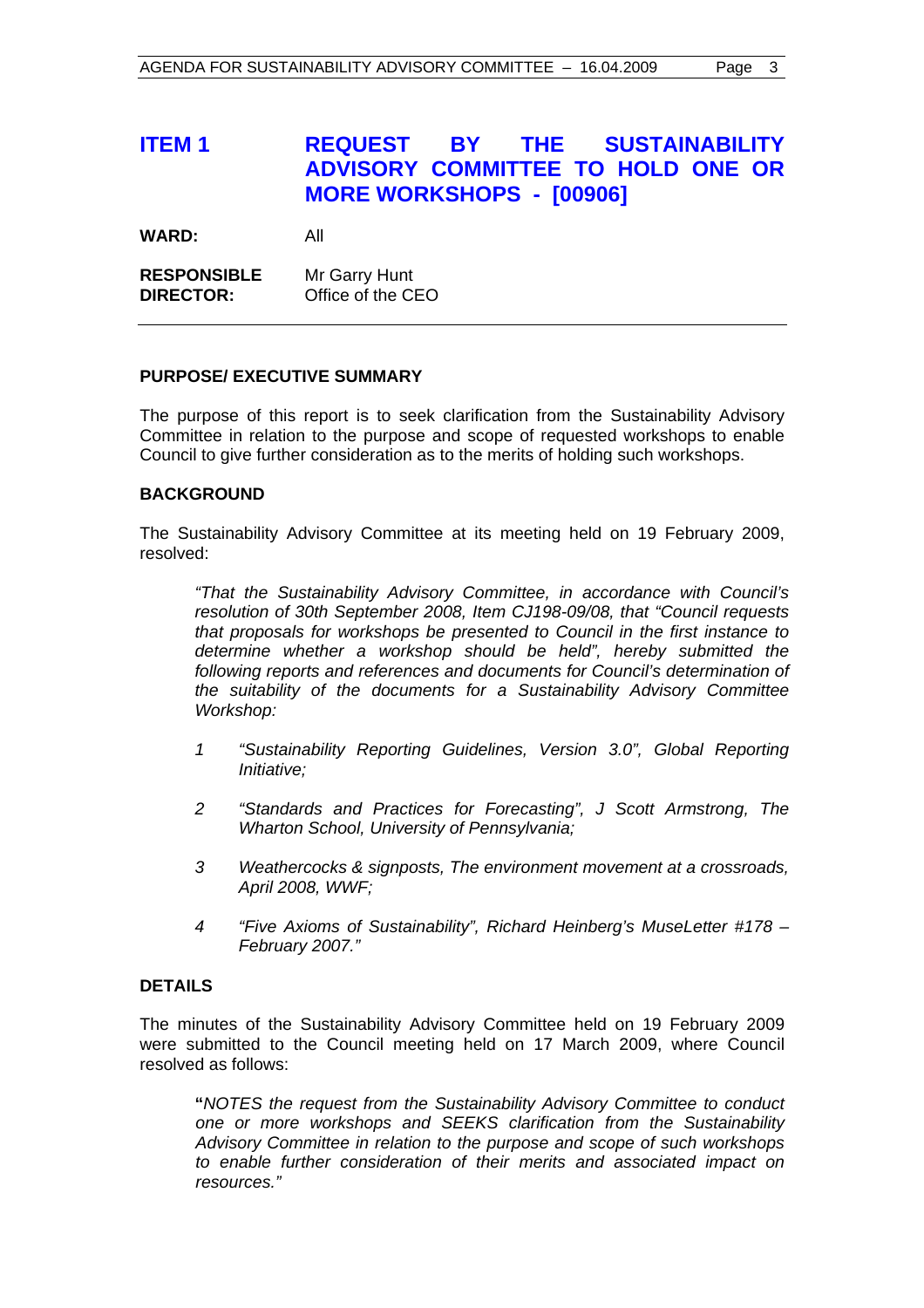# ITEM 1 REQUEST BY THE SUSTAINABILITY ADVISORY COMMITTEE TO HOLD ONE OR MORE WORKSHOPS - [00906]

**WARD:** All

**RESPONSIBLE DIRECTOR:** Mr Garry Hunt
Office of the CEO

---

## PURPOSE/ EXECUTIVE SUMMARY

The purpose of this report is to seek clarification from the Sustainability Advisory Committee in relation to the purpose and scope of requested workshops to enable Council to give further consideration as to the merits of holding such workshops.

## BACKGROUND

The Sustainability Advisory Committee at its meeting held on 19 February 2009, resolved:

> *"That the Sustainability Advisory Committee, in accordance with Council's resolution of 30th September 2008, Item CJ198-09/08, that "Council requests that proposals for workshops be presented to Council in the first instance to determine whether a workshop should be held", hereby submitted the following reports and references and documents for Council's determination of the suitability of the documents for a Sustainability Advisory Committee Workshop:*
>
> *1 "Sustainability Reporting Guidelines, Version 3.0", Global Reporting Initiative;*
>
> *2 "Standards and Practices for Forecasting", J Scott Armstrong, The Wharton School, University of Pennsylvania;*
>
> *3 Weathercocks & signposts, The environment movement at a crossroads, April 2008, WWF;*
>
> *4 "Five Axioms of Sustainability", Richard Heinberg's MuseLetter #178 – February 2007."*

## DETAILS

The minutes of the Sustainability Advisory Committee held on 19 February 2009 were submitted to the Council meeting held on 17 March 2009, where Council resolved as follows:

> **"***NOTES the request from the Sustainability Advisory Committee to conduct one or more workshops and SEEKS clarification from the Sustainability Advisory Committee in relation to the purpose and scope of such workshops to enable further consideration of their merits and associated impact on resources."*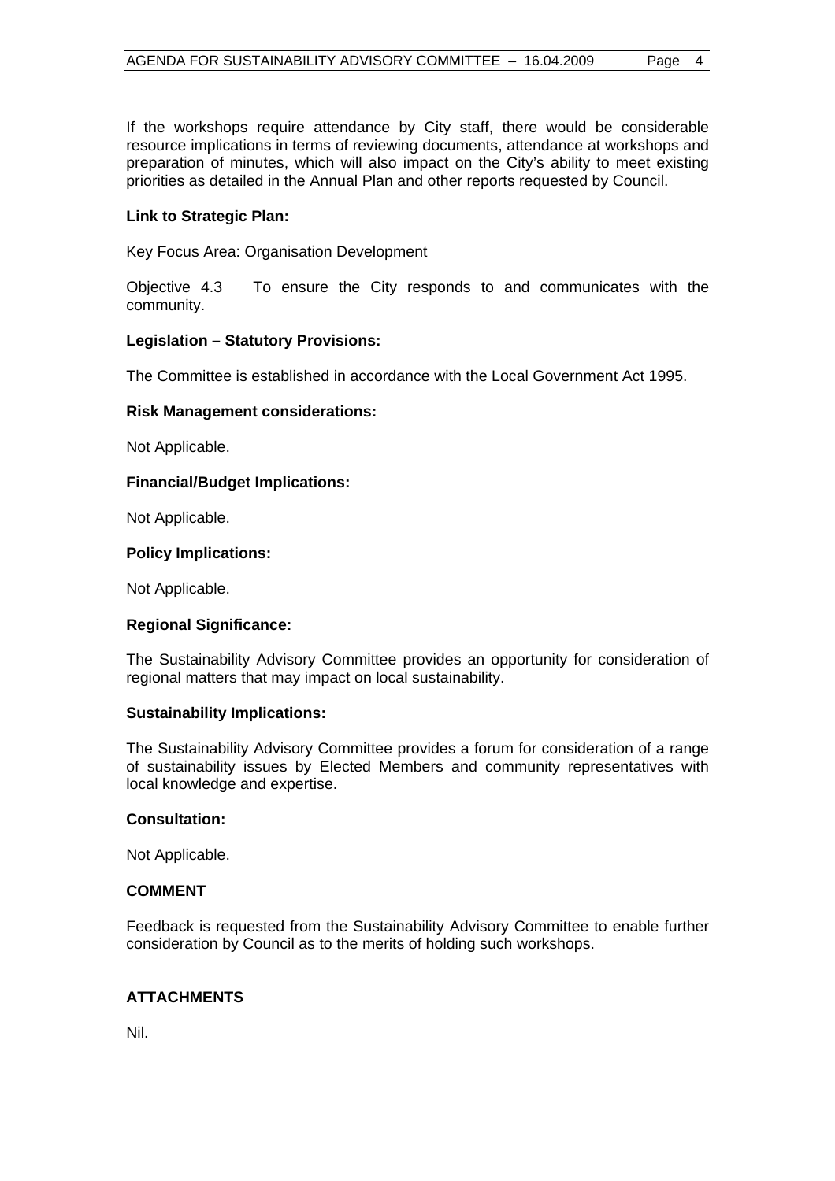If the workshops require attendance by City staff, there would be considerable resource implications in terms of reviewing documents, attendance at workshops and preparation of minutes, which will also impact on the City's ability to meet existing priorities as detailed in the Annual Plan and other reports requested by Council.

**Link to Strategic Plan:**

Key Focus Area: Organisation Development

Objective 4.3 To ensure the City responds to and communicates with the community.

**Legislation – Statutory Provisions:**

The Committee is established in accordance with the Local Government Act 1995.

**Risk Management considerations:**

Not Applicable.

**Financial/Budget Implications:**

Not Applicable.

**Policy Implications:**

Not Applicable.

**Regional Significance:**

The Sustainability Advisory Committee provides an opportunity for consideration of regional matters that may impact on local sustainability.

**Sustainability Implications:**

The Sustainability Advisory Committee provides a forum for consideration of a range of sustainability issues by Elected Members and community representatives with local knowledge and expertise.

**Consultation:**

Not Applicable.

## COMMENT

Feedback is requested from the Sustainability Advisory Committee to enable further consideration by Council as to the merits of holding such workshops.

## ATTACHMENTS

Nil.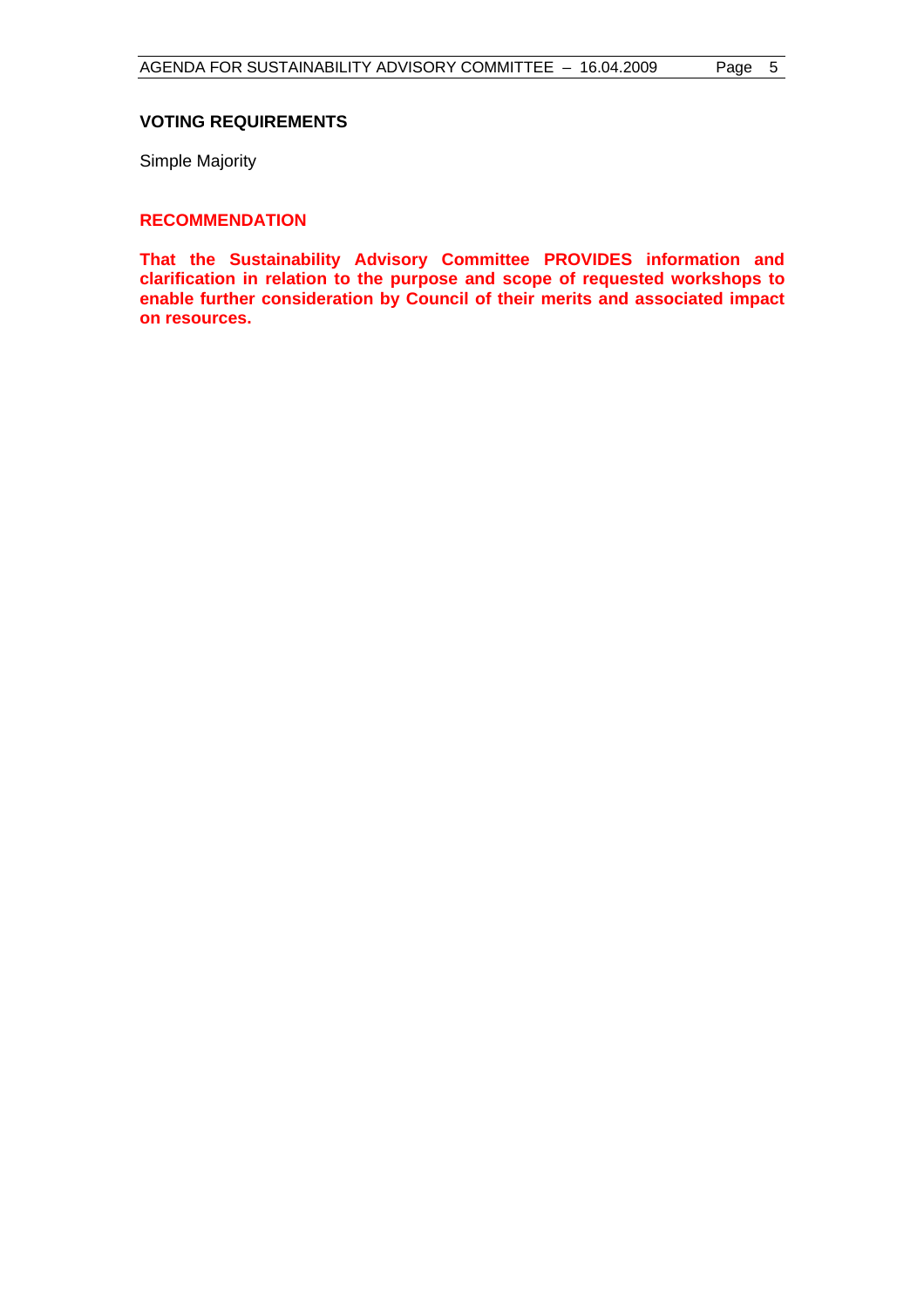### VOTING REQUIREMENTS

Simple Majority

### RECOMMENDATION

**That the Sustainability Advisory Committee PROVIDES information and clarification in relation to the purpose and scope of requested workshops to enable further consideration by Council of their merits and associated impact on resources.**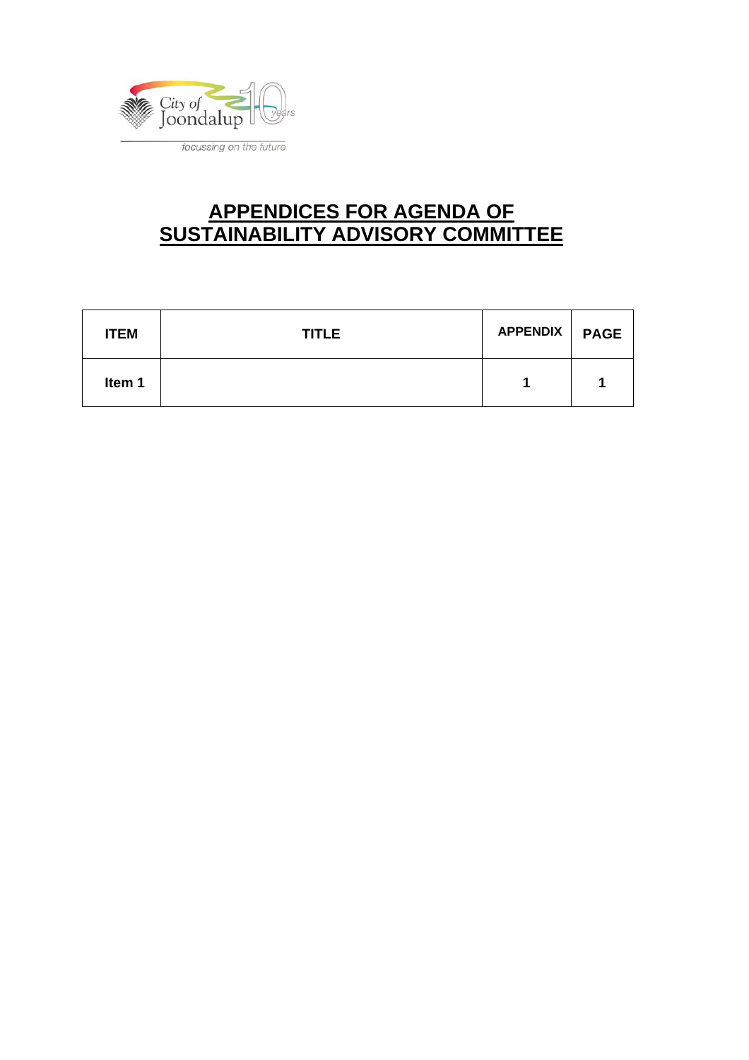City of Joondalup

*focussing on the future*

# APPENDICES FOR AGENDA OF SUSTAINABILITY ADVISORY COMMITTEE

| ITEM | TITLE | APPENDIX | PAGE |
|---|---|---|---|
| Item 1 | | 1 | 1 |